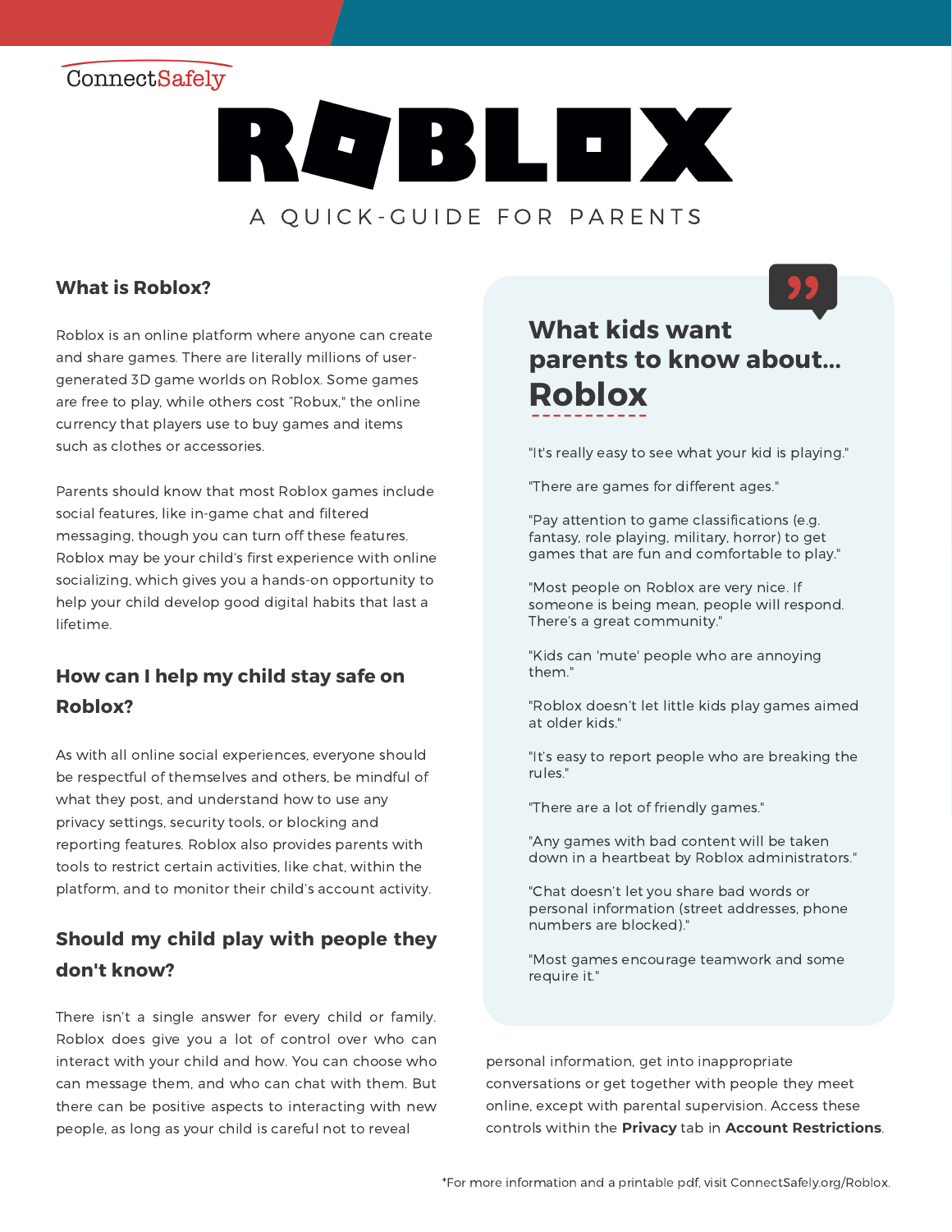ConnectSafely

# ROBLOX

A QUICK-GUIDE FOR PARENTS

## What is Roblox?

Roblox is an online platform where anyone can create and share games. There are literally millions of user-generated 3D game worlds on Roblox. Some games are free to play, while others cost "Robux," the online currency that players use to buy games and items such as clothes or accessories.

Parents should know that most Roblox games include social features, like in-game chat and filtered messaging, though you can turn off these features. Roblox may be your child's first experience with online socializing, which gives you a hands-on opportunity to help your child develop good digital habits that last a lifetime.

## How can I help my child stay safe on Roblox?

As with all online social experiences, everyone should be respectful of themselves and others, be mindful of what they post, and understand how to use any privacy settings, security tools, or blocking and reporting features. Roblox also provides parents with tools to restrict certain activities, like chat, within the platform, and to monitor their child's account activity.

## Should my child play with people they don't know?

There isn't a single answer for every child or family. Roblox does give you a lot of control over who can interact with your child and how. You can choose who can message them, and who can chat with them. But there can be positive aspects to interacting with new people, as long as your child is careful not to reveal personal information, get into inappropriate conversations or get together with people they meet online, except with parental supervision. Access these controls within the **Privacy** tab in **Account Restrictions**.

## What kids want parents to know about... Roblox

"It's really easy to see what your kid is playing."

"There are games for different ages."

"Pay attention to game classifications (e.g. fantasy, role playing, military, horror) to get games that are fun and comfortable to play."

"Most people on Roblox are very nice. If someone is being mean, people will respond. There's a great community."

"Kids can 'mute' people who are annoying them."

"Roblox doesn't let little kids play games aimed at older kids."

"It's easy to report people who are breaking the rules."

"There are a lot of friendly games."

"Any games with bad content will be taken down in a heartbeat by Roblox administrators."

"Chat doesn't let you share bad words or personal information (street addresses, phone numbers are blocked)."

"Most games encourage teamwork and some require it."

*For more information and a printable pdf, visit ConnectSafely.org/Roblox.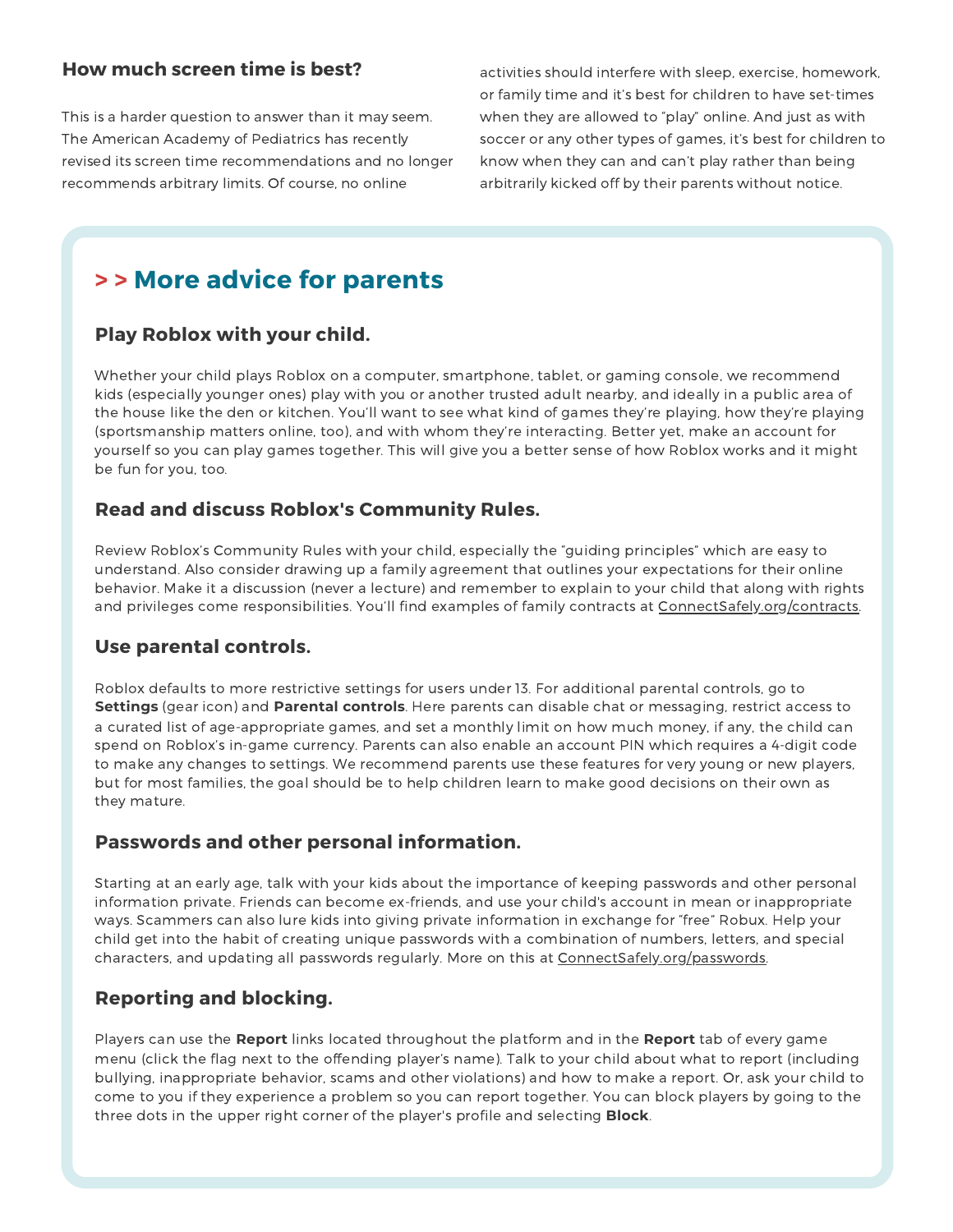## How much screen time is best?

This is a harder question to answer than it may seem. The American Academy of Pediatrics has recently revised its screen time recommendations and no longer recommends arbitrary limits. Of course, no online activities should interfere with sleep, exercise, homework, or family time and it's best for children to have set-times when they are allowed to "play" online. And just as with soccer or any other types of games, it's best for children to know when they can and can't play rather than being arbitrarily kicked off by their parents without notice.

## > > More advice for parents

### Play Roblox with your child.

Whether your child plays Roblox on a computer, smartphone, tablet, or gaming console, we recommend kids (especially younger ones) play with you or another trusted adult nearby, and ideally in a public area of the house like the den or kitchen. You'll want to see what kind of games they're playing, how they're playing (sportsmanship matters online, too), and with whom they're interacting. Better yet, make an account for yourself so you can play games together. This will give you a better sense of how Roblox works and it might be fun for you, too.

### Read and discuss Roblox's Community Rules.

Review Roblox's Community Rules with your child, especially the "guiding principles" which are easy to understand. Also consider drawing up a family agreement that outlines your expectations for their online behavior. Make it a discussion (never a lecture) and remember to explain to your child that along with rights and privileges come responsibilities. You'll find examples of family contracts at ConnectSafely.org/contracts.

### Use parental controls.

Roblox defaults to more restrictive settings for users under 13. For additional parental controls, go to **Settings** (gear icon) and **Parental controls**. Here parents can disable chat or messaging, restrict access to a curated list of age-appropriate games, and set a monthly limit on how much money, if any, the child can spend on Roblox's in-game currency. Parents can also enable an account PIN which requires a 4-digit code to make any changes to settings. We recommend parents use these features for very young or new players, but for most families, the goal should be to help children learn to make good decisions on their own as they mature.

### Passwords and other personal information.

Starting at an early age, talk with your kids about the importance of keeping passwords and other personal information private. Friends can become ex-friends, and use your child's account in mean or inappropriate ways. Scammers can also lure kids into giving private information in exchange for "free" Robux. Help your child get into the habit of creating unique passwords with a combination of numbers, letters, and special characters, and updating all passwords regularly. More on this at ConnectSafely.org/passwords.

### Reporting and blocking.

Players can use the **Report** links located throughout the platform and in the **Report** tab of every game menu (click the flag next to the offending player's name). Talk to your child about what to report (including bullying, inappropriate behavior, scams and other violations) and how to make a report. Or, ask your child to come to you if they experience a problem so you can report together. You can block players by going to the three dots in the upper right corner of the player's profile and selecting **Block**.